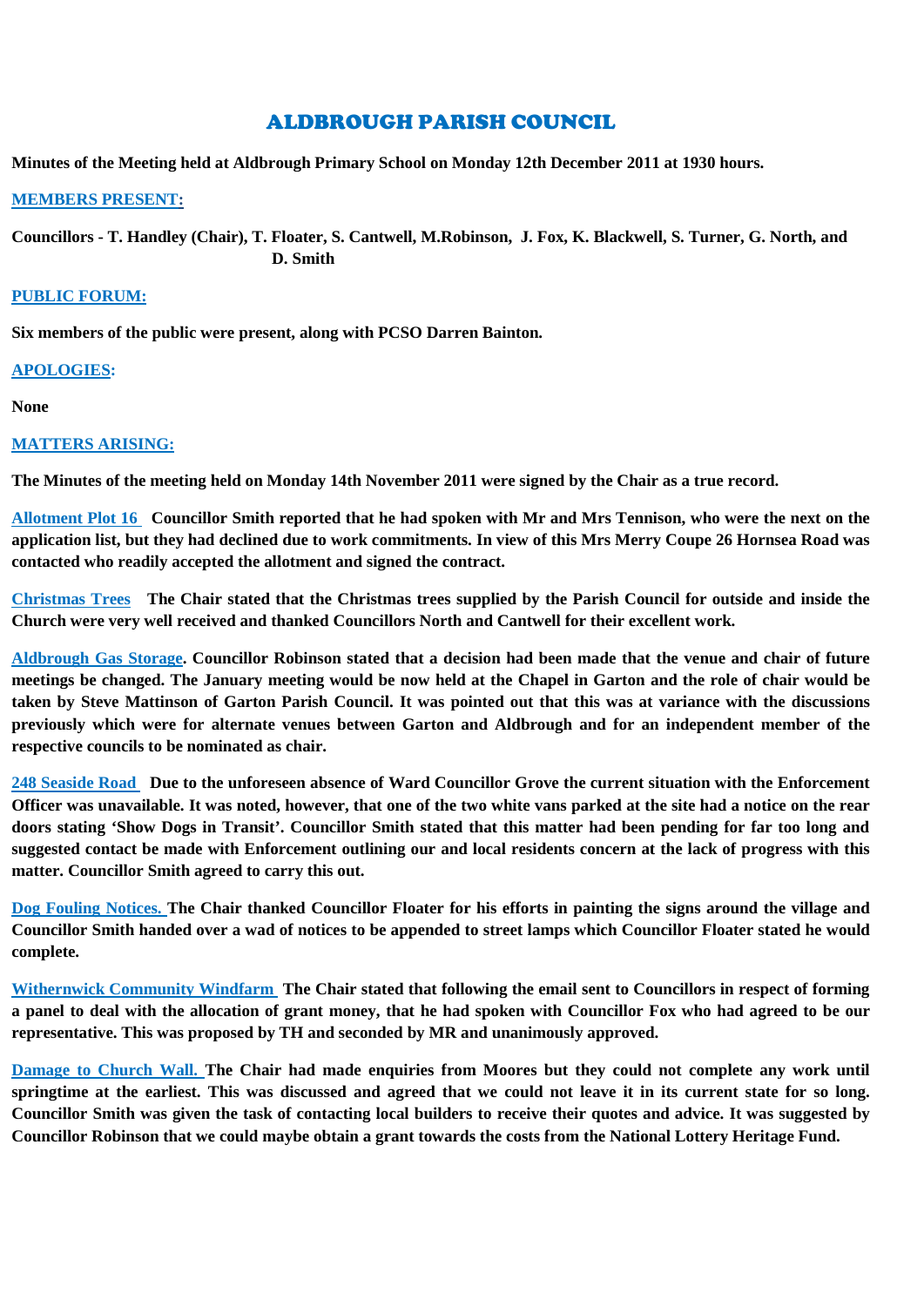# ALDBROUGH PARISH COUNCIL

**Minutes of the Meeting held at Aldbrough Primary School on Monday 12th December 2011 at 1930 hours.**

## MEMBERS PRESENT:

**Councillors - T. Handley (Chair), T. Floater, S. Cantwell, M.Robinson, J. Fox, K. Blackwell, S. Turner, G. North, and D. Smith**

## PUBLIC FORUM:

**Six members of the public were present, along with PCSO Darren Bainton.**

## APOLOGIES:

**None**

## MATTERS ARISING:

**The Minutes of the meeting held on Monday 14th November 2011 were signed by the Chair as a true record.**

**Allotment Plot 16** **Councillor Smith reported that he had spoken with Mr and Mrs Tennison, who were the next on the application list, but they had declined due to work commitments. In view of this Mrs Merry Coupe 26 Hornsea Road was contacted who readily accepted the allotment and signed the contract.**

**Christmas Trees** **The Chair stated that the Christmas trees supplied by the Parish Council for outside and inside the Church were very well received and thanked Councillors North and Cantwell for their excellent work.**

**Aldbrough Gas Storage. Councillor Robinson stated that a decision had been made that the venue and chair of future meetings be changed. The January meeting would be now held at the Chapel in Garton and the role of chair would be taken by Steve Mattinson of Garton Parish Council. It was pointed out that this was at variance with the discussions previously which were for alternate venues between Garton and Aldbrough and for an independent member of the respective councils to be nominated as chair.**

**248 Seaside Road** **Due to the unforeseen absence of Ward Councillor Grove the current situation with the Enforcement Officer was unavailable. It was noted, however, that one of the two white vans parked at the site had a notice on the rear doors stating 'Show Dogs in Transit'. Councillor Smith stated that this matter had been pending for far too long and suggested contact be made with Enforcement outlining our and local residents concern at the lack of progress with this matter. Councillor Smith agreed to carry this out.**

**Dog Fouling Notices. The Chair thanked Councillor Floater for his efforts in painting the signs around the village and Councillor Smith handed over a wad of notices to be appended to street lamps which Councillor Floater stated he would complete.**

**Withernwick Community Windfarm** **The Chair stated that following the email sent to Councillors in respect of forming a panel to deal with the allocation of grant money, that he had spoken with Councillor Fox who had agreed to be our representative. This was proposed by TH and seconded by MR and unanimously approved.**

**Damage to Church Wall. The Chair had made enquiries from Moores but they could not complete any work until springtime at the earliest. This was discussed and agreed that we could not leave it in its current state for so long. Councillor Smith was given the task of contacting local builders to receive their quotes and advice. It was suggested by Councillor Robinson that we could maybe obtain a grant towards the costs from the National Lottery Heritage Fund.**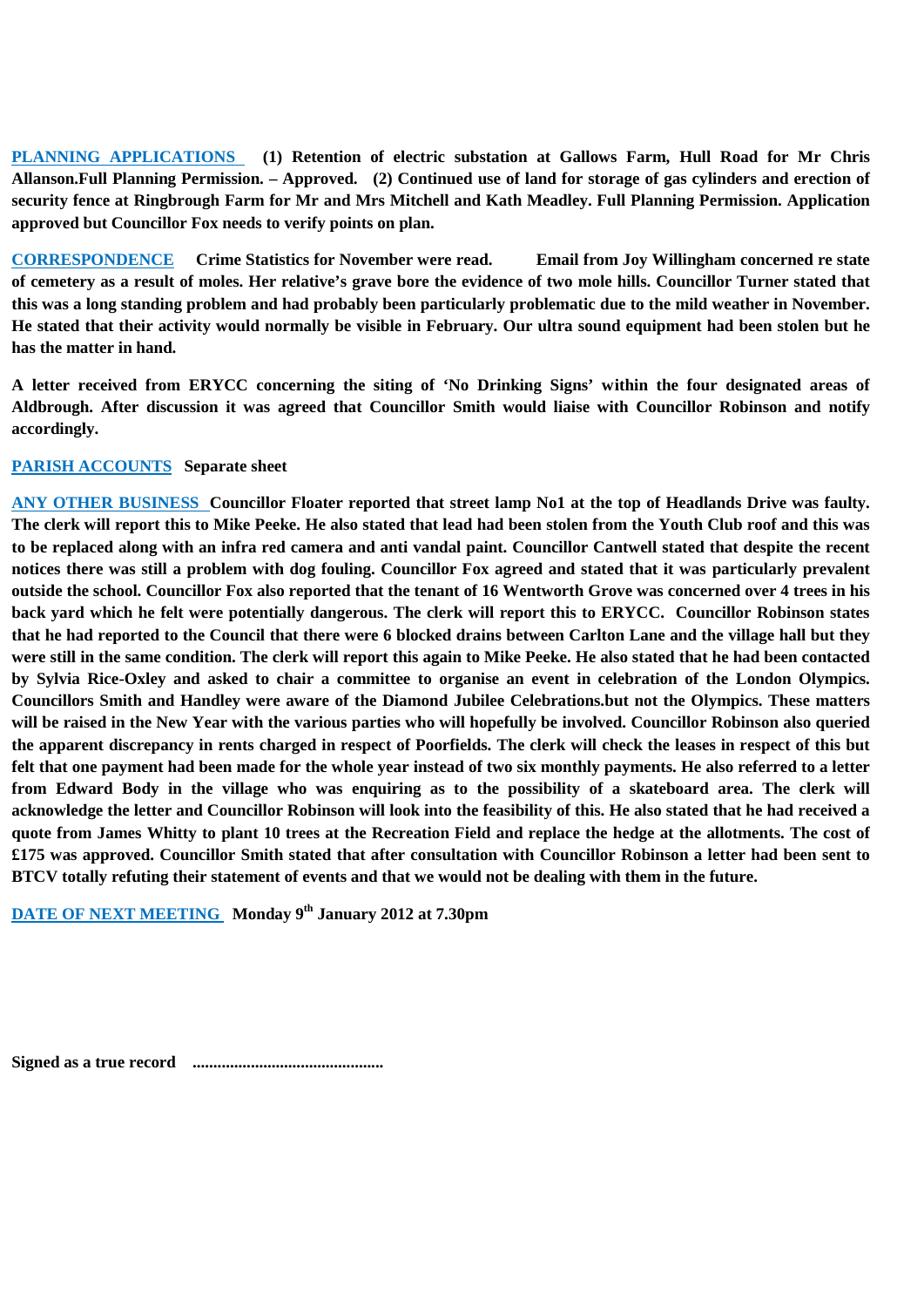**PLANNING APPLICATIONS** **(1) Retention of electric substation at Gallows Farm, Hull Road for Mr Chris Allanson.Full Planning Permission. – Approved. (2) Continued use of land for storage of gas cylinders and erection of security fence at Ringbrough Farm for Mr and Mrs Mitchell and Kath Meadley. Full Planning Permission. Application approved but Councillor Fox needs to verify points on plan.**

**CORRESPONDENCE** **Crime Statistics for November were read. Email from Joy Willingham concerned re state of cemetery as a result of moles. Her relative's grave bore the evidence of two mole hills. Councillor Turner stated that this was a long standing problem and had probably been particularly problematic due to the mild weather in November. He stated that their activity would normally be visible in February. Our ultra sound equipment had been stolen but he has the matter in hand.**

**A letter received from ERYCC concerning the siting of 'No Drinking Signs' within the four designated areas of Aldbrough. After discussion it was agreed that Councillor Smith would liaise with Councillor Robinson and notify accordingly.**

**PARISH ACCOUNTS** **Separate sheet**

**ANY OTHER BUSINESS** **Councillor Floater reported that street lamp No1 at the top of Headlands Drive was faulty. The clerk will report this to Mike Peeke. He also stated that lead had been stolen from the Youth Club roof and this was to be replaced along with an infra red camera and anti vandal paint. Councillor Cantwell stated that despite the recent notices there was still a problem with dog fouling. Councillor Fox agreed and stated that it was particularly prevalent outside the school. Councillor Fox also reported that the tenant of 16 Wentworth Grove was concerned over 4 trees in his back yard which he felt were potentially dangerous. The clerk will report this to ERYCC. Councillor Robinson states that he had reported to the Council that there were 6 blocked drains between Carlton Lane and the village hall but they were still in the same condition. The clerk will report this again to Mike Peeke. He also stated that he had been contacted by Sylvia Rice-Oxley and asked to chair a committee to organise an event in celebration of the London Olympics. Councillors Smith and Handley were aware of the Diamond Jubilee Celebrations.but not the Olympics. These matters will be raised in the New Year with the various parties who will hopefully be involved. Councillor Robinson also queried the apparent discrepancy in rents charged in respect of Poorfields. The clerk will check the leases in respect of this but felt that one payment had been made for the whole year instead of two six monthly payments. He also referred to a letter from Edward Body in the village who was enquiring as to the possibility of a skateboard area. The clerk will acknowledge the letter and Councillor Robinson will look into the feasibility of this. He also stated that he had received a quote from James Whitty to plant 10 trees at the Recreation Field and replace the hedge at the allotments. The cost of £175 was approved. Councillor Smith stated that after consultation with Councillor Robinson a letter had been sent to BTCV totally refuting their statement of events and that we would not be dealing with them in the future.**

**DATE OF NEXT MEETING** **Monday 9th January 2012 at 7.30pm**

**Signed as a true record .............................................**